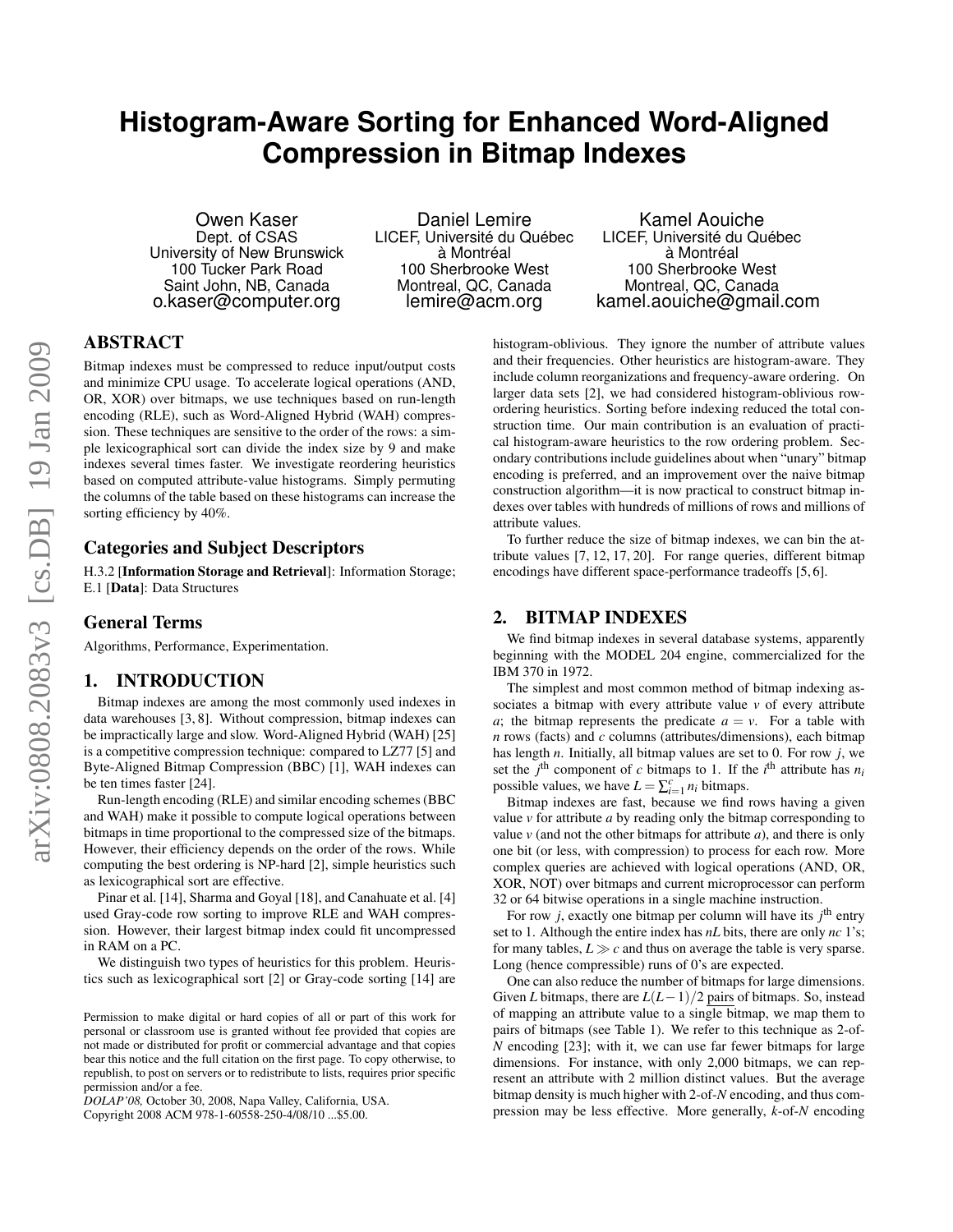# Histogram-Aware Sorting for Enhanced Word-Aligned Compression in Bitmap Indexes

Owen Kaser
Dept. of CSAS
University of New Brunswick
100 Tucker Park Road
Saint John, NB, Canada
o.kaser@computer.org

Daniel Lemire
LICEF, Université du Québec à Montréal
100 Sherbrooke West
Montreal, QC, Canada
lemire@acm.org

Kamel Aouiche
LICEF, Université du Québec à Montréal
100 Sherbrooke West
Montreal, QC, Canada
kamel.aouiche@gmail.com

## ABSTRACT

Bitmap indexes must be compressed to reduce input/output costs and minimize CPU usage. To accelerate logical operations (AND, OR, XOR) over bitmaps, we use techniques based on run-length encoding (RLE), such as Word-Aligned Hybrid (WAH) compression. These techniques are sensitive to the order of the rows: a simple lexicographical sort can divide the index size by 9 and make indexes several times faster. We investigate reordering heuristics based on computed attribute-value histograms. Simply permuting the columns of the table based on these histograms can increase the sorting efficiency by 40%.

### Categories and Subject Descriptors

H.3.2 [**Information Storage and Retrieval**]: Information Storage; E.1 [**Data**]: Data Structures

### General Terms

Algorithms, Performance, Experimentation.

## 1. INTRODUCTION

Bitmap indexes are among the most commonly used indexes in data warehouses [3, 8]. Without compression, bitmap indexes can be impractically large and slow. Word-Aligned Hybrid (WAH) [25] is a competitive compression technique: compared to LZ77 [5] and Byte-Aligned Bitmap Compression (BBC) [1], WAH indexes can be ten times faster [24].

Run-length encoding (RLE) and similar encoding schemes (BBC and WAH) make it possible to compute logical operations between bitmaps in time proportional to the compressed size of the bitmaps. However, their efficiency depends on the order of the rows. While computing the best ordering is NP-hard [2], simple heuristics such as lexicographical sort are effective.

Pinar et al. [14], Sharma and Goyal [18], and Canahuate et al. [4] used Gray-code row sorting to improve RLE and WAH compression. However, their largest bitmap index could fit uncompressed in RAM on a PC.

We distinguish two types of heuristics for this problem. Heuristics such as lexicographical sort [2] or Gray-code sorting [14] are histogram-oblivious. They ignore the number of attribute values and their frequencies. Other heuristics are histogram-aware. They include column reorganizations and frequency-aware ordering. On larger data sets [2], we had considered histogram-oblivious row-ordering heuristics. Sorting before indexing reduced the total construction time. Our main contribution is an evaluation of practical histogram-aware heuristics to the row ordering problem. Secondary contributions include guidelines about when "unary" bitmap encoding is preferred, and an improvement over the naive bitmap construction algorithm—it is now practical to construct bitmap indexes over tables with hundreds of millions of rows and millions of attribute values.

To further reduce the size of bitmap indexes, we can bin the attribute values [7, 12, 17, 20]. For range queries, different bitmap encodings have different space-performance tradeoffs [5, 6].

## 2. BITMAP INDEXES

We find bitmap indexes in several database systems, apparently beginning with the MODEL 204 engine, commercialized for the IBM 370 in 1972.

The simplest and most common method of bitmap indexing associates a bitmap with every attribute value $v$ of every attribute $a$; the bitmap represents the predicate $a = v$. For a table with $n$ rows (facts) and $c$ columns (attributes/dimensions), each bitmap has length $n$. Initially, all bitmap values are set to 0. For row $j$, we set the $j^{\text{th}}$ component of $c$ bitmaps to 1. If the $i^{\text{th}}$ attribute has $n_i$ possible values, we have $L = \sum_{i=1}^{c} n_i$ bitmaps.

Bitmap indexes are fast, because we find rows having a given value $v$ for attribute $a$ by reading only the bitmap corresponding to value $v$ (and not the other bitmaps for attribute $a$), and there is only one bit (or less, with compression) to process for each row. More complex queries are achieved with logical operations (AND, OR, XOR, NOT) over bitmaps and current microprocessor can perform 32 or 64 bitwise operations in a single machine instruction.

For row $j$, exactly one bitmap per column will have its $j^{\text{th}}$ entry set to 1. Although the entire index has $nL$ bits, there are only $nc$ 1's; for many tables, $L \gg c$ and thus on average the table is very sparse. Long (hence compressible) runs of 0's are expected.

One can also reduce the number of bitmaps for large dimensions. Given $L$ bitmaps, there are $L(L-1)/2$ pairs of bitmaps. So, instead of mapping an attribute value to a single bitmap, we map them to pairs of bitmaps (see Table 1). We refer to this technique as 2-of-$N$ encoding [23]; with it, we can use far fewer bitmaps for large dimensions. For instance, with only 2,000 bitmaps, we can represent an attribute with 2 million distinct values. But the average bitmap density is much higher with 2-of-$N$ encoding, and thus compression may be less effective. More generally, $k$-of-$N$ encoding

Permission to make digital or hard copies of all or part of this work for personal or classroom use is granted without fee provided that copies are not made or distributed for profit or commercial advantage and that copies bear this notice and the full citation on the first page. To copy otherwise, to republish, to post on servers or to redistribute to lists, requires prior specific permission and/or a fee.
*DOLAP'08,* October 30, 2008, Napa Valley, California, USA.
Copyright 2008 ACM 978-1-60558-250-4/08/10 ...$5.00.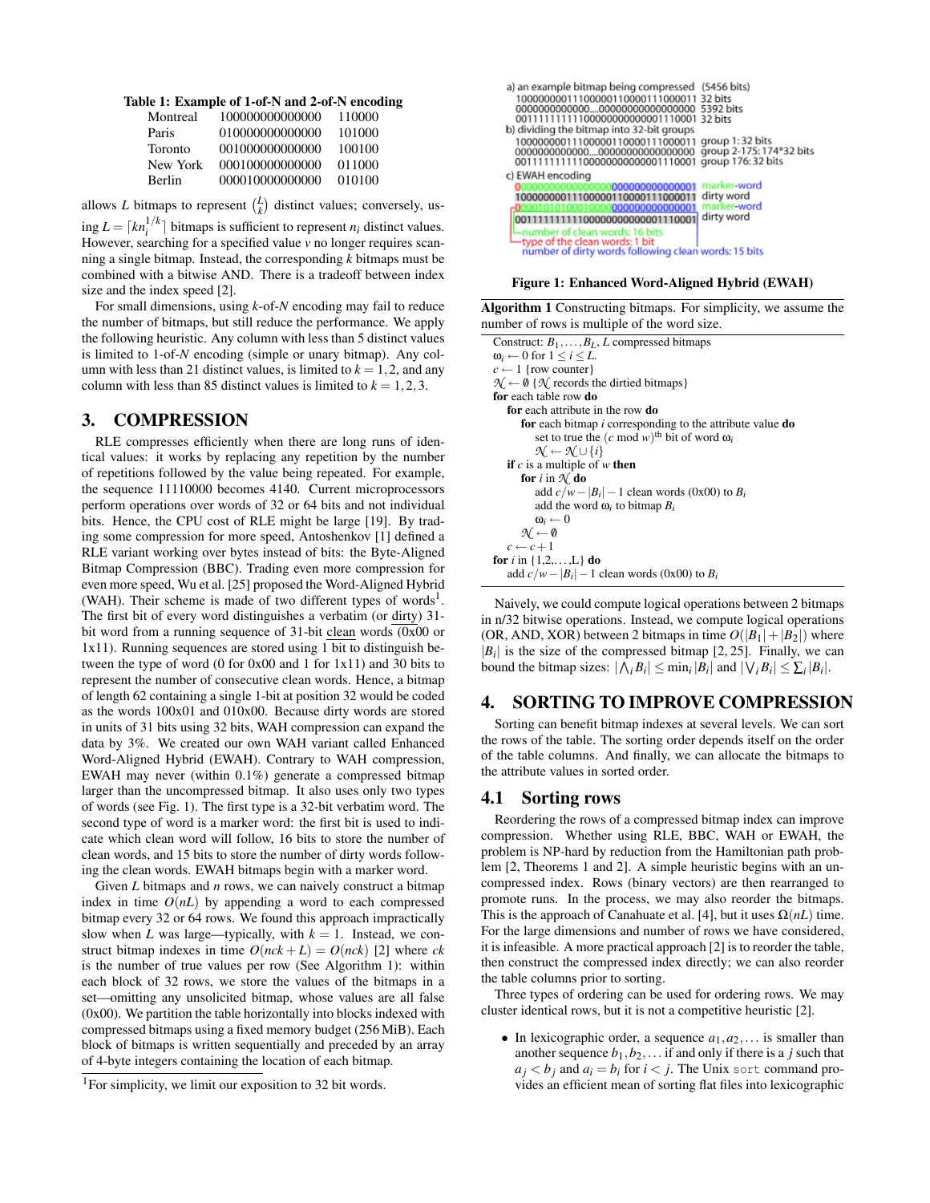**Table 1: Example of 1-of-N and 2-of-N encoding**

| | | |
|---|---|---|
| Montreal | 100000000000000 | 110000 |
| Paris | 010000000000000 | 101000 |
| Toronto | 001000000000000 | 100100 |
| New York | 000100000000000 | 011000 |
| Berlin | 000010000000000 | 010100 |

allows $L$ bitmaps to represent $\binom{L}{k}$ distinct values; conversely, using $L = \lceil k n_i^{1/k} \rceil$ bitmaps is sufficient to represent $n_i$ distinct values. However, searching for a specified value $v$ no longer requires scanning a single bitmap. Instead, the corresponding $k$ bitmaps must be combined with a bitwise AND. There is a tradeoff between index size and the index speed [2].

For small dimensions, using $k$-of-$N$ encoding may fail to reduce the number of bitmaps, but still reduce the performance. We apply the following heuristic. Any column with less than 5 distinct values is limited to 1-of-$N$ encoding (simple or unary bitmap). Any column with less than 21 distinct values, is limited to $k = 1,2$, and any column with less than 85 distinct values is limited to $k = 1,2,3$.

## 3. COMPRESSION

RLE compresses efficiently when there are long runs of identical values: it works by replacing any repetition by the number of repetitions followed by the value being repeated. For example, the sequence 11110000 becomes 4140. Current microprocessors perform operations over words of 32 or 64 bits and not individual bits. Hence, the CPU cost of RLE might be large [19]. By trading some compression for more speed, Antoshenkov [1] defined a RLE variant working over bytes instead of bits: the Byte-Aligned Bitmap Compression (BBC). Trading even more compression for even more speed, Wu et al. [25] proposed the Word-Aligned Hybrid (WAH). Their scheme is made of two different types of words[1]. The first bit of every word distinguishes a verbatim (or dirty) 31-bit word from a running sequence of 31-bit clean words (0x00 or 1x11). Running sequences are stored using 1 bit to distinguish between the type of word (0 for 0x00 and 1 for 1x11) and 30 bits to represent the number of consecutive clean words. Hence, a bitmap of length 62 containing a single 1-bit at position 32 would be coded as the words 100x01 and 010x00. Because dirty words are stored in units of 31 bits using 32 bits, WAH compression can expand the data by 3%. We created our own WAH variant called Enhanced Word-Aligned Hybrid (EWAH). Contrary to WAH compression, EWAH may never (within 0.1%) generate a compressed bitmap larger than the uncompressed bitmap. It also uses only two types of words (see Fig. 1). The first type is a 32-bit verbatim word. The second type of word is a marker word: the first bit is used to indicate which clean word will follow, 16 bits to store the number of clean words, and 15 bits to store the number of dirty words following the clean words. EWAH bitmaps begin with a marker word.

Given $L$ bitmaps and $n$ rows, we can naively construct a bitmap index in time $O(nL)$ by appending a word to each compressed bitmap every 32 or 64 rows. We found this approach impractically slow when $L$ was large—typically, with $k = 1$. Instead, we construct bitmap indexes in time $O(nck + L) = O(nck)$ [2] where $ck$ is the number of true values per row (See Algorithm 1): within each block of 32 rows, we store the values of the bitmaps in a set—omitting any unsolicited bitmap, whose values are all false (0x00). We partition the table horizontally into blocks indexed with compressed bitmaps using a fixed memory budget (256 MiB). Each block of bitmaps is written sequentially and preceded by an array of 4-byte integers containing the location of each bitmap.

[1] For simplicity, we limit our exposition to 32 bit words.

a) an example bitmap being compressed (5456 bits)
10000000011100000110000111000011 32 bits
0000000000000....0000000000000000 5392 bits
00111111111100000000000000110001 32 bits
b) dividing the bitmap into 32-bit groups
10000000011100000110000111000011 group 1:32 bits
0000000000000....0000000000000000 group 2-175: 174*32 bits
00111111111100000000000000110001 group 176: 32 bits
c) EWAH encoding
00000000000000000000000000000001 marker-word
10000000011100000110000111000011 dirty word
00001010100010000000000000000001 marker-word
00111111111100000000000000110001 dirty word
number of clean words: 16 bits
type of the clean words: 1 bit
number of dirty words following clean words: 15 bits

**Figure 1: Enhanced Word-Aligned Hybrid (EWAH)**

**Algorithm 1** Constructing bitmaps. For simplicity, we assume the number of rows is multiple of the word size.

```
Construct: B_1,...,B_L, L compressed bitmaps
ω_i ← 0 for 1 ≤ i ≤ L.
c ← 1 {row counter}
N ← ∅ {N records the dirtied bitmaps}
for each table row do
    for each attribute in the row do
        for each bitmap i corresponding to the attribute value do
            set to true the (c mod w)th bit of word ω_i
            N ← N ∪ {i}
    if c is a multiple of w then
        for i in N do
            add c/w − |B_i| − 1 clean words (0x00) to B_i
            add the word ω_i to bitmap B_i
            ω_i ← 0
        N ← ∅
    c ← c + 1
for i in {1,2,...,L} do
    add c/w − |B_i| − 1 clean words (0x00) to B_i
```

Naively, we could compute logical operations between 2 bitmaps in n/32 bitwise operations. Instead, we compute logical operations (OR, AND, XOR) between 2 bitmaps in time $O(|B_1| + |B_2|)$ where $|B_i|$ is the size of the compressed bitmap [2, 25]. Finally, we can bound the bitmap sizes: $|\bigwedge_i B_i| \leq \min_i |B_i|$ and $|\bigvee_i B_i| \leq \sum_i |B_i|$.

## 4. SORTING TO IMPROVE COMPRESSION

Sorting can benefit bitmap indexes at several levels. We can sort the rows of the table. The sorting order depends itself on the order of the table columns. And finally, we can allocate the bitmaps to the attribute values in sorted order.

### 4.1 Sorting rows

Reordering the rows of a compressed bitmap index can improve compression. Whether using RLE, BBC, WAH or EWAH, the problem is NP-hard by reduction from the Hamiltonian path problem [2, Theorems 1 and 2]. A simple heuristic begins with an uncompressed index. Rows (binary vectors) are then rearranged to promote runs. In the process, we may also reorder the bitmaps. This is the approach of Canahuate et al. [4], but it uses $\Omega(nL)$ time. For the large dimensions and number of rows we have considered, it is infeasible. A more practical approach [2] is to reorder the table, then construct the compressed index directly; we can also reorder the table columns prior to sorting.

Three types of ordering can be used for ordering rows. We may cluster identical rows, but it is not a competitive heuristic [2].

- In lexicographic order, a sequence $a_1, a_2, \ldots$ is smaller than another sequence $b_1, b_2, \ldots$ if and only if there is a $j$ such that $a_j < b_j$ and $a_i = b_i$ for $i < j$. The Unix `sort` command provides an efficient mean of sorting flat files into lexicographic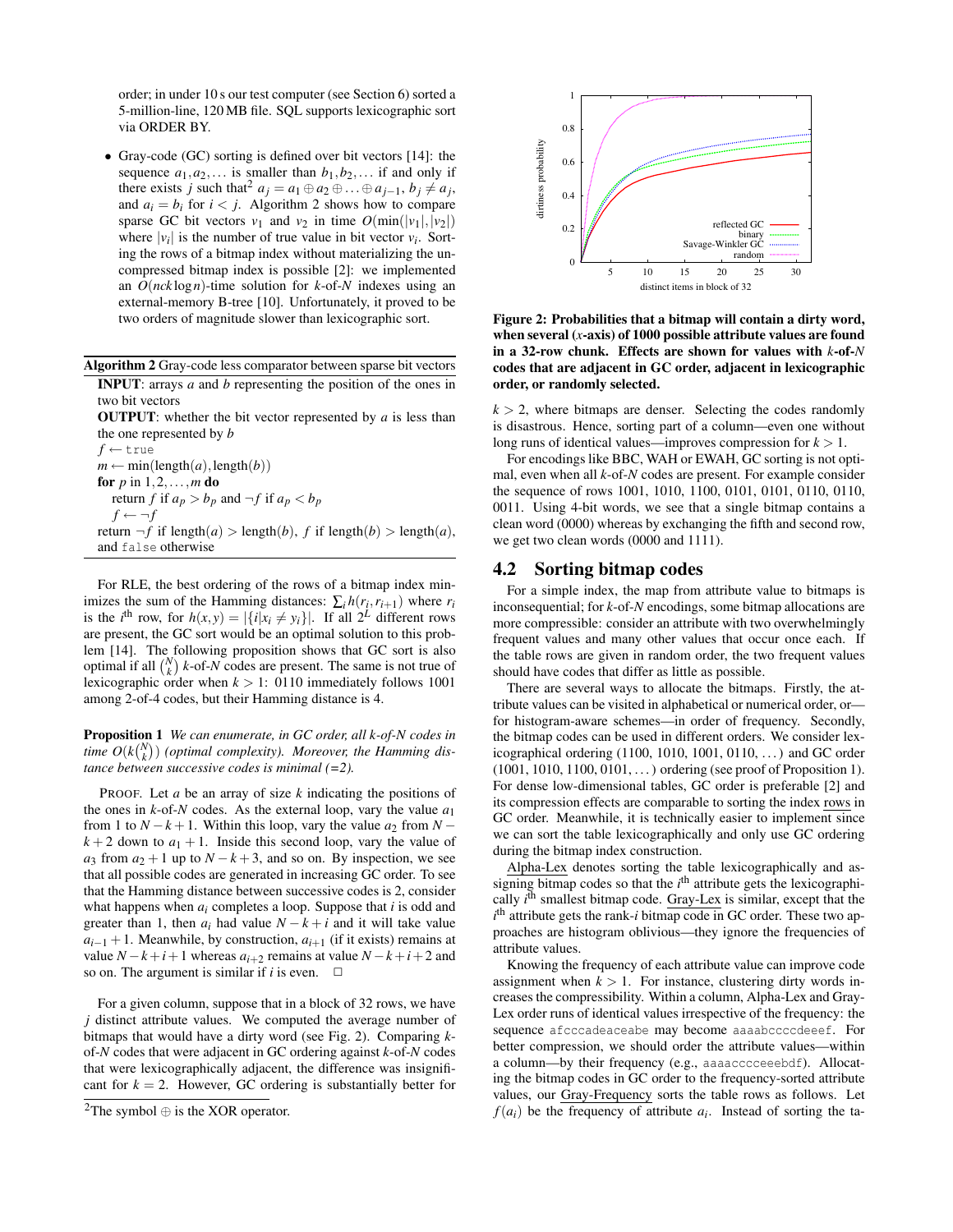order; in under 10 s our test computer (see Section 6) sorted a 5-million-line, 120 MB file. SQL supports lexicographic sort via ORDER BY.

- Gray-code (GC) sorting is defined over bit vectors [14]: the sequence $a_1, a_2, \ldots$ is smaller than $b_1, b_2, \ldots$ if and only if there exists $j$ such that[2] $a_j = a_1 \oplus a_2 \oplus \ldots \oplus a_{j-1}$, $b_j \neq a_j$, and $a_i = b_i$ for $i < j$. Algorithm 2 shows how to compare sparse GC bit vectors $v_1$ and $v_2$ in time $O(\min(|v_1|, |v_2|)$ where $|v_i|$ is the number of true value in bit vector $v_i$. Sorting the rows of a bitmap index without materializing the uncompressed bitmap index is possible [2]: we implemented an $O(nck \log n)$-time solution for $k$-of-$N$ indexes using an external-memory B-tree [10]. Unfortunately, it proved to be two orders of magnitude slower than lexicographic sort.

**Algorithm 2** Gray-code less comparator between sparse bit vectors

**INPUT**: arrays $a$ and $b$ representing the position of the ones in two bit vectors
**OUTPUT**: whether the bit vector represented by $a$ is less than the one represented by $b$

```
f ← true
m ← min(length(a), length(b))
for p in 1,2,...,m do
    return f if a_p > b_p and ¬f if a_p < b_p
    f ← ¬f
return ¬f if length(a) > length(b), f if length(b) > length(a),
and false otherwise
```

For RLE, the best ordering of the rows of a bitmap index minimizes the sum of the Hamming distances: $\sum_i h(r_i, r_{i+1})$ where $r_i$ is the $i^{\text{th}}$ row, for $h(x,y) = |\{i | x_i \neq y_i\}|$. If all $2^L$ different rows are present, the GC sort would be an optimal solution to this problem [14]. The following proposition shows that GC sort is also optimal if all $\binom{N}{k}$ $k$-of-$N$ codes are present. The same is not true of lexicographic order when $k > 1$: 0110 immediately follows 1001 among 2-of-4 codes, but their Hamming distance is 4.

**Proposition 1** *We can enumerate, in GC order, all $k$-of-$N$ codes in time $O(k\binom{N}{k})$ (optimal complexity). Moreover, the Hamming distance between successive codes is minimal (=2).*

PROOF. Let $a$ be an array of size $k$ indicating the positions of the ones in $k$-of-$N$ codes. As the external loop, vary the value $a_1$ from 1 to $N-k+1$. Within this loop, vary the value $a_2$ from $N-k+2$ down to $a_1+1$. Inside this second loop, vary the value of $a_3$ from $a_2+1$ up to $N-k+3$, and so on. By inspection, we see that all possible codes are generated in increasing GC order. To see that the Hamming distance between successive codes is 2, consider what happens when $a_i$ completes a loop. Suppose that $i$ is odd and greater than 1, then $a_i$ had value $N-k+i$ and it will take value $a_{i-1}+1$. Meanwhile, by construction, $a_{i+1}$ (if it exists) remains at value $N-k+i+1$ whereas $a_{i+2}$ remains at value $N-k+i+2$ and so on. The argument is similar if $i$ is even. □

For a given column, suppose that in a block of 32 rows, we have $j$ distinct attribute values. We computed the average number of bitmaps that would have a dirty word (see Fig. 2). Comparing $k$-of-$N$ codes that were adjacent in GC ordering against $k$-of-$N$ codes that were lexicographically adjacent, the difference was insignificant for $k = 2$. However, GC ordering is substantially better for $k > 2$, where bitmaps are denser. Selecting the codes randomly is disastrous. Hence, sorting part of a column—even one without long runs of identical values—improves compression for $k > 1$.

[2] The symbol $\oplus$ is the XOR operator.

**Figure 2: Probabilities that a bitmap will contain a dirty word, when several ($x$-axis) of 1000 possible attribute values are found in a 32-row chunk. Effects are shown for values with $k$-of-$N$ codes that are adjacent in GC order, adjacent in lexicographic order, or randomly selected.**

For encodings like BBC, WAH or EWAH, GC sorting is not optimal, even when all $k$-of-$N$ codes are present. For example consider the sequence of rows 1001, 1010, 1100, 0101, 0101, 0110, 0110, 0011. Using 4-bit words, we see that a single bitmap contains a clean word (0000) whereas by exchanging the fifth and second row, we get two clean words (0000 and 1111).

## 4.2 Sorting bitmap codes

For a simple index, the map from attribute value to bitmaps is inconsequential; for $k$-of-$N$ encodings, some bitmap allocations are more compressible: consider an attribute with two overwhelmingly frequent values and many other values that occur once each. If the table rows are given in random order, the two frequent values should have codes that differ as little as possible.

There are several ways to allocate the bitmaps. Firstly, the attribute values can be visited in alphabetical or numerical order, or—for histogram-aware schemes—in order of frequency. Secondly, the bitmap codes can be used in different orders. We consider lexicographical ordering (1100, 1010, 1001, 0110, ...) and GC order (1001, 1010, 1100, 0101, ...) ordering (see proof of Proposition 1). For dense low-dimensional tables, GC order is preferable [2] and its compression effects are comparable to sorting the index rows in GC order. Meanwhile, it is technically easier to implement since we can sort the table lexicographically and only use GC ordering during the bitmap index construction.

Alpha-Lex denotes sorting the table lexicographically and assigning bitmap codes so that the $i^{\text{th}}$ attribute gets the lexicographically $i^{\text{th}}$ smallest bitmap code. Gray-Lex is similar, except that the $i^{\text{th}}$ attribute gets the rank-$i$ bitmap code in GC order. These two approaches are histogram oblivious—they ignore the frequencies of attribute values.

Knowing the frequency of each attribute value can improve code assignment when $k > 1$. For instance, clustering dirty words increases the compressibility. Within a column, Alpha-Lex and Gray-Lex order runs of identical values irrespective of the frequency: the sequence afcccadeaceabe may become aaaabccccdeeef. For better compression, we should order the attribute values—within a column—by their frequency (e.g., aaaacccceeebdf). Allocating the bitmap codes in GC order to the frequency-sorted attribute values, our Gray-Frequency sorts the table rows as follows. Let $f(a_i)$ be the frequency of attribute $a_i$. Instead of sorting the ta-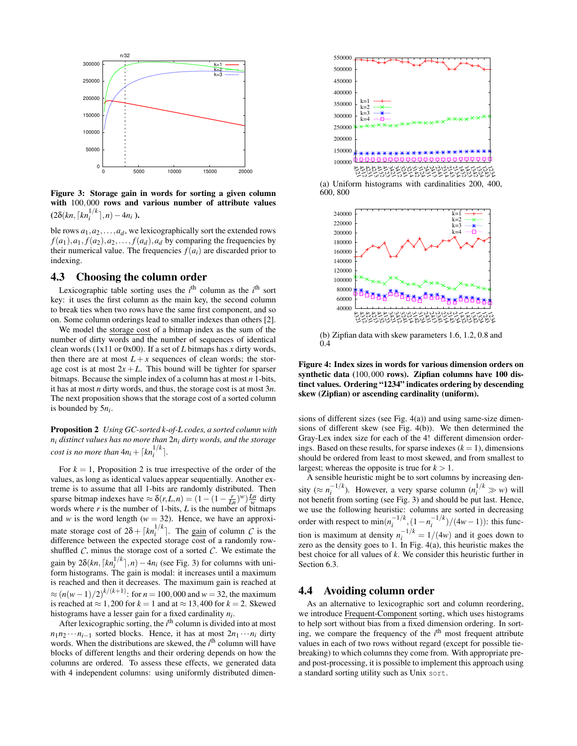**Figure 3: Storage gain in words for sorting a given column with 100,000 rows and various number of attribute values ($2\delta(kn, \lceil kn_i^{1/k} \rceil, n) - 4n_i$).**

ble rows $a_1, a_2, \ldots, a_d$, we lexicographically sort the extended rows $f(a_1), a_1, f(a_2), a_2, \ldots, f(a_d), a_d$ by comparing the frequencies by their numerical value. The frequencies $f(a_i)$ are discarded prior to indexing.

## 4.3 Choosing the column order

Lexicographic table sorting uses the $i^{\text{th}}$ column as the $i^{\text{th}}$ sort key: it uses the first column as the main key, the second column to break ties when two rows have the same first component, and so on. Some column orderings lead to smaller indexes than others [2].

We model the storage cost of a bitmap index as the sum of the number of dirty words and the number of sequences of identical clean words (1x11 or 0x00). If a set of $L$ bitmaps has $x$ dirty words, then there are at most $L + x$ sequences of clean words; the storage cost is at most $2x + L$. This bound will be tighter for sparser bitmaps. Because the simple index of a column has at most $n$ 1-bits, it has at most $n$ dirty words, and thus, the storage cost is at most $3n$. The next proposition shows that the storage cost of a sorted column is bounded by $5n_i$.

**Proposition 2** *Using GC-sorted k-of-L codes, a sorted column with $n_i$ distinct values has no more than $2n_i$ dirty words, and the storage cost is no more than $4n_i + \lceil kn_i^{1/k} \rceil$.*

For $k = 1$, Proposition 2 is true irrespective of the order of the values, as long as identical values appear sequentially. Another extreme is to assume that all 1-bits are randomly distributed. Then sparse bitmap indexes have $\approx \delta(r, L, n) = (1 - (1 - \frac{r}{Ln})^w)\frac{Ln}{w}$ dirty words where $r$ is the number of 1-bits, $L$ is the number of bitmaps and $w$ is the word length ($w = 32$). Hence, we have an approximate storage cost of $2\delta + \lceil kn_i^{1/k} \rceil$. The gain of column $\mathcal{C}$ is the difference between the expected storage cost of a randomly row-shuffled $\mathcal{C}$, minus the storage cost of a sorted $\mathcal{C}$. We estimate the gain by $2\delta(kn, \lceil kn_i^{1/k} \rceil, n) - 4n_i$ (see Fig. 3) for columns with uniform histograms. The gain is modal: it increases until a maximum is reached and then it decreases. The maximum gain is reached at $\approx (n(w-1)/2)^{k/(k+1)}$: for $n = 100{,}000$ and $w = 32$, the maximum is reached at $\approx 1{,}200$ for $k = 1$ and at $\approx 13{,}400$ for $k = 2$. Skewed histograms have a lesser gain for a fixed cardinality $n_i$.

After lexicographic sorting, the $i^{\text{th}}$ column is divided into at most $n_1 n_2 \cdots n_{i-1}$ sorted blocks. Hence, it has at most $2n_1 \cdots n_i$ dirty words. When the distributions are skewed, the $i^{\text{th}}$ column will have blocks of different lengths and their ordering depends on how the columns are ordered. To assess these effects, we generated data with 4 independent columns: using uniformly distributed dimensions of different sizes (see Fig. 4(a)) and using same-size dimensions of different skew (see Fig. 4(b)). We then determined the Gray-Lex index size for each of the 4! different dimension orderings. Based on these results, for sparse indexes ($k = 1$), dimensions should be ordered from least to most skewed, and from smallest to largest; whereas the opposite is true for $k > 1$.

(a) Uniform histograms with cardinalities 200, 400, 600, 800

(b) Zipfian data with skew parameters 1.6, 1.2, 0.8 and 0.4

**Figure 4: Index sizes in words for various dimension orders on synthetic data (100,000 rows). Zipfian columns have 100 distinct values. Ordering "1234" indicates ordering by descending skew (Zipfian) or ascending cardinality (uniform).**

A sensible heuristic might be to sort columns by increasing density ($\approx n_i^{-1/k}$). However, a very sparse column ($n_i^{1/k} \gg w$) will not benefit from sorting (see Fig. 3) and should be put last. Hence, we use the following heuristic: columns are sorted in decreasing order with respect to $\min(n_i^{-1/k}, (1 - n_i^{-1/k})/(4w - 1))$: this function is maximum at density $n_i^{-1/k} = 1/(4w)$ and it goes down to zero as the density goes to 1. In Fig. 4(a), this heuristic makes the best choice for all values of $k$. We consider this heuristic further in Section 6.3.

## 4.4 Avoiding column order

As an alternative to lexicographic sort and column reordering, we introduce Frequent-Component sorting, which uses histograms to help sort without bias from a fixed dimension ordering. In sorting, we compare the frequency of the $i^{\text{th}}$ most frequent attribute values in each of two rows without regard (except for possible tie-breaking) to which columns they come from. With appropriate pre- and post-processing, it is possible to implement this approach using a standard sorting utility such as Unix `sort`.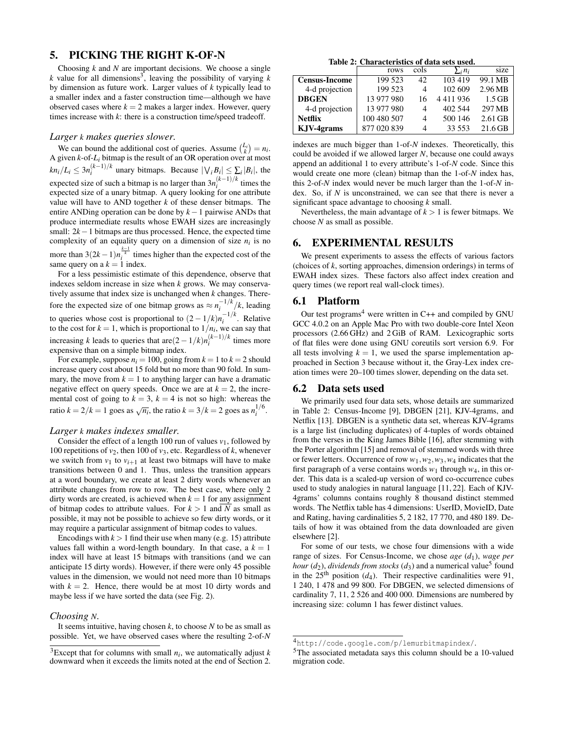## 5. PICKING THE RIGHT K-OF-N

Choosing $k$ and $N$ are important decisions. We choose a single $k$ value for all dimensions[3], leaving the possibility of varying $k$ by dimension as future work. Larger values of $k$ typically lead to a smaller index and a faster construction time—although we have observed cases where $k = 2$ makes a larger index. However, query times increase with $k$: there is a construction time/speed tradeoff.

### *Larger k makes queries slower.*

We can bound the additional cost of queries. Assume $\binom{L_i}{k} = n_i$. A given $k$-of-$L_i$ bitmap is the result of an OR operation over at most $kn_i/L_i \leq 3n_i^{(k-1)/k}$ unary bitmaps. Because $|\bigvee_i B_i| \leq \sum_i |B_i|$, the expected size of such a bitmap is no larger than $3n_i^{(k-1)/k}$ times the expected size of a unary bitmap. A query looking for one attribute value will have to AND together $k$ of these denser bitmaps. The entire ANDing operation can be done by $k-1$ pairwise ANDs that produce intermediate results whose EWAH sizes are increasingly small: $2k-1$ bitmaps are thus processed. Hence, the expected time complexity of an equality query on a dimension of size $n_i$ is no more than $3(2k-1)n_i^{\frac{k-1}{k}}$ times higher than the expected cost of the same query on a $k = 1$ index.

For a less pessimistic estimate of this dependence, observe that indexes seldom increase in size when $k$ grows. We may conservatively assume that index size is unchanged when $k$ changes. Therefore the expected size of one bitmap grows as $\approx n_i^{-1/k}/k$, leading to queries whose cost is proportional to $(2-1/k)n_i^{-1/k}$. Relative to the cost for $k = 1$, which is proportional to $1/n_i$, we can say that increasing $k$ leads to queries that are$(2-1/k)n_i^{(k-1)/k}$ times more expensive than on a simple bitmap index.

For example, suppose $n_i = 100$, going from $k = 1$ to $k = 2$ should increase query cost about 15 fold but no more than 90 fold. In summary, the move from $k = 1$ to anything larger can have a dramatic negative effect on query speeds. Once we are at $k = 2$, the incremental cost of going to $k = 3$, $k = 4$ is not so high: whereas the ratio $k = 2/k = 1$ goes as $\sqrt{n_i}$, the ratio $k = 3/k = 2$ goes as $n_i^{1/6}$.

### *Larger k makes indexes smaller.*

Consider the effect of a length 100 run of values $v_1$, followed by 100 repetitions of $v_2$, then 100 of $v_3$, etc. Regardless of $k$, whenever we switch from $v_1$ to $v_{i+1}$ at least two bitmaps will have to make transitions between 0 and 1. Thus, unless the transition appears at a word boundary, we create at least 2 dirty words whenever an attribute changes from row to row. The best case, where only 2 dirty words are created, is achieved when $k = 1$ for any assignment of bitmap codes to attribute values. For $k > 1$ and $N$ as small as possible, it may not be possible to achieve so few dirty words, or it may require a particular assignment of bitmap codes to values.

Encodings with $k > 1$ find their use when many (e.g. 15) attribute values fall within a word-length boundary. In that case, a $k = 1$ index will have at least 15 bitmaps with transitions (and we can anticipate 15 dirty words). However, if there were only 45 possible values in the dimension, we would not need more than 10 bitmaps with $k = 2$. Hence, there would be at most 10 dirty words and maybe less if we have sorted the data (see Fig. 2).

### *Choosing N.*

It seems intuitive, having chosen $k$, to choose $N$ to be as small as possible. Yet, we have observed cases where the resulting 2-of-$N$ indexes are much bigger than 1-of-$N$ indexes. Theoretically, this could be avoided if we allowed larger $N$, because one could aways append an additional 1 to every attribute's 1-of-$N$ code. Since this would create one more (clean) bitmap than the 1-of-$N$ index has, this 2-of-$N$ index would never be much larger than the 1-of-$N$ index. So, if $N$ is unconstrained, we can see that there is never a significant space advantage to choosing $k$ small.

Nevertheless, the main advantage of $k > 1$ is fewer bitmaps. We choose $N$ as small as possible.

[3]Except that for columns with small $n_i$, we automatically adjust $k$ downward when it exceeds the limits noted at the end of Section 2.

**Table 2: Characteristics of data sets used.**

| | rows | cols | $\sum_i n_i$ | size |
|---|---|---|---|---|
| **Census-Income** | 199 523 | 42 | 103 419 | 99.1 MB |
| 4-d projection | 199 523 | 4 | 102 609 | 2.96 MB |
| **DBGEN** | 13 977 980 | 16 | 4 411 936 | 1.5 GB |
| 4-d projection | 13 977 980 | 4 | 402 544 | 297 MB |
| **Netflix** | 100 480 507 | 4 | 500 146 | 2.61 GB |
| **KJV-4grams** | 877 020 839 | 4 | 33 553 | 21.6 GB |

## 6. EXPERIMENTAL RESULTS

We present experiments to assess the effects of various factors (choices of $k$, sorting approaches, dimension orderings) in terms of EWAH index sizes. These factors also affect index creation and query times (we report real wall-clock times).

### 6.1 Platform

Our test programs[4] were written in C++ and compiled by GNU GCC 4.0.2 on an Apple Mac Pro with two double-core Intel Xeon processors (2.66 GHz) and 2 GiB of RAM. Lexicographic sorts of flat files were done using GNU coreutils sort version 6.9. For all tests involving $k = 1$, we used the sparse implementation approached in Section 3 because without it, the Gray-Lex index creation times were 20–100 times slower, depending on the data set.

### 6.2 Data sets used

We primarily used four data sets, whose details are summarized in Table 2: Census-Income [9], DBGEN [21], KJV-4grams, and Netflix [13]. DBGEN is a synthetic data set, whereas KJV-4grams is a large list (including duplicates) of 4-tuples of words obtained from the verses in the King James Bible [16], after stemming with the Porter algorithm [15] and removal of stemmed words with three or fewer letters. Occurrence of row $w_1, w_2, w_3, w_4$ indicates that the first paragraph of a verse contains words $w_1$ through $w_4$, in this order. This data is a scaled-up version of word co-occurrence cubes used to study analogies in natural language [11, 22]. Each of KJV-4grams' columns contains roughly 8 thousand distinct stemmed words. The Netflix table has 4 dimensions: UserID, MovieID, Date and Rating, having cardinalities 5, 2 182, 17 770, and 480 189. Details of how it was obtained from the data downloaded are given elsewhere [2].

For some of our tests, we chose four dimensions with a wide range of sizes. For Census-Income, we chose *age* ($d_1$), *wage per hour* ($d_2$), *dividends from stocks* ($d_3$) and a numerical value[5] found in the 25[th] position ($d_4$). Their respective cardinalities were 91, 1 240, 1 478 and 99 800. For DBGEN, we selected dimensions of cardinality 7, 11, 2 526 and 400 000. Dimensions are numbered by increasing size: column 1 has fewer distinct values.

[4]http://code.google.com/p/lemurbitmapindex/.

[5]The associated metadata says this column should be a 10-valued migration code.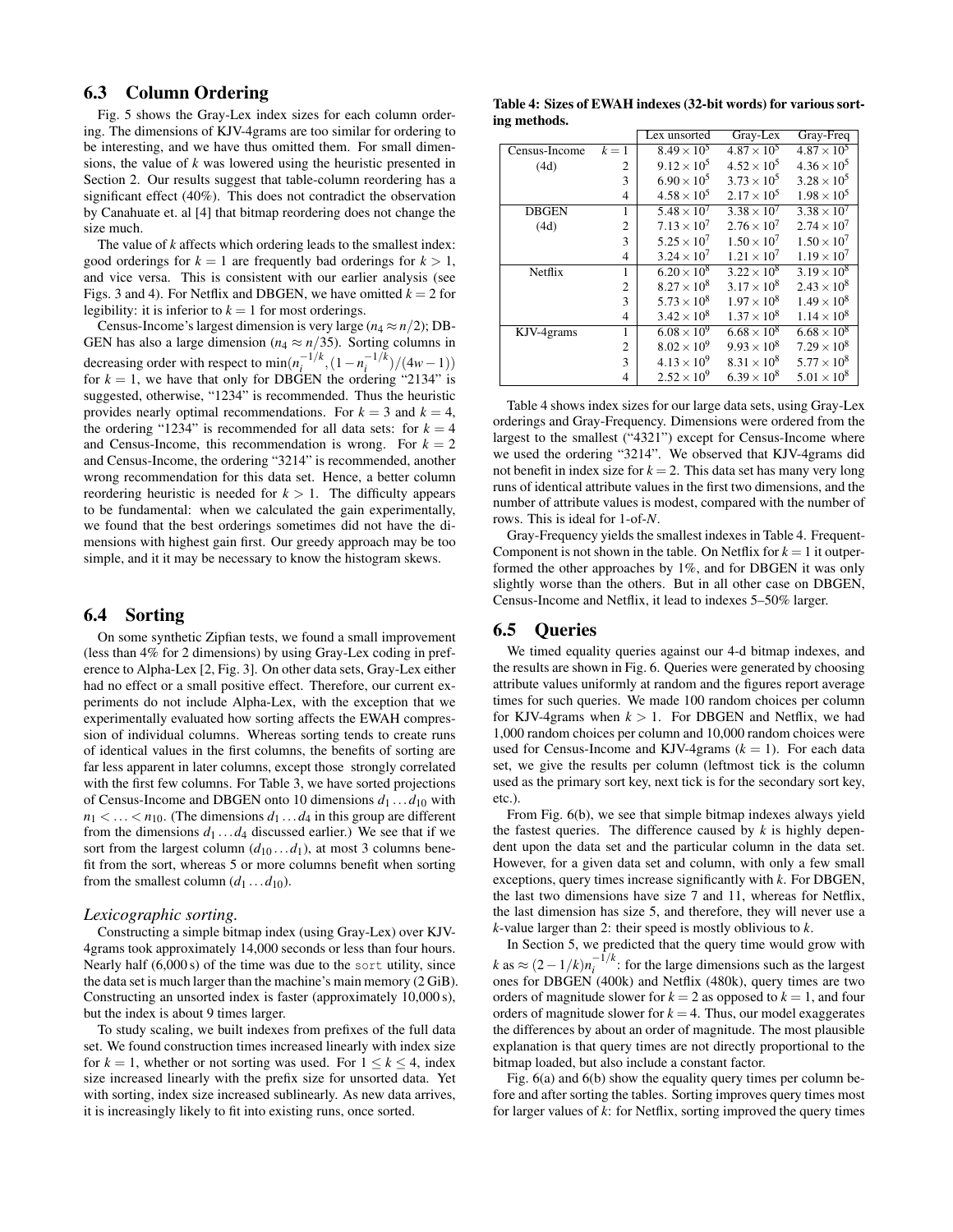### 6.3 Column Ordering

Fig. 5 shows the Gray-Lex index sizes for each column ordering. The dimensions of KJV-4grams are too similar for ordering to be interesting, and we have thus omitted them. For small dimensions, the value of $k$ was lowered using the heuristic presented in Section 2. Our results suggest that table-column reordering has a significant effect (40%). This does not contradict the observation by Canahuate et. al [4] that bitmap reordering does not change the size much.

The value of $k$ affects which ordering leads to the smallest index: good orderings for $k = 1$ are frequently bad orderings for $k > 1$, and vice versa. This is consistent with our earlier analysis (see Figs. 3 and 4). For Netflix and DBGEN, we have omitted $k = 2$ for legibility: it is inferior to $k = 1$ for most orderings.

Census-Income's largest dimension is very large ($n_4 \approx n/2$); DBGEN has also a large dimension ($n_4 \approx n/35$). Sorting columns in decreasing order with respect to $\min(n_i^{-1/k}, (1 - n_i^{-1/k})/(4w-1))$ for $k = 1$, we have that only for DBGEN the ordering "2134" is suggested, otherwise, "1234" is recommended. Thus the heuristic provides nearly optimal recommendations. For $k = 3$ and $k = 4$, the ordering "1234" is recommended for all data sets: for $k = 4$ and Census-Income, this recommendation is wrong. For $k = 2$ and Census-Income, the ordering "3214" is recommended, another wrong recommendation for this data set. Hence, a better column reordering heuristic is needed for $k > 1$. The difficulty appears to be fundamental: when we calculated the gain experimentally, we found that the best orderings sometimes did not have the dimensions with highest gain first. Our greedy approach may be too simple, and it it may be necessary to know the histogram skews.

### 6.4 Sorting

On some synthetic Zipfian tests, we found a small improvement (less than 4% for 2 dimensions) by using Gray-Lex coding in preference to Alpha-Lex [2, Fig. 3]. On other data sets, Gray-Lex either had no effect or a small positive effect. Therefore, our current experiments do not include Alpha-Lex, with the exception that we experimentally evaluated how sorting affects the EWAH compression of individual columns. Whereas sorting tends to create runs of identical values in the first columns, the benefits of sorting are far less apparent in later columns, except those strongly correlated with the first few columns. For Table 3, we have sorted projections of Census-Income and DBGEN onto 10 dimensions $d_1 \ldots d_{10}$ with $n_1 < \ldots < n_{10}$. (The dimensions $d_1 \ldots d_4$ in this group are different from the dimensions $d_1 \ldots d_4$ discussed earlier.) We see that if we sort from the largest column ($d_{10} \ldots d_1$), at most 3 columns benefit from the sort, whereas 5 or more columns benefit when sorting from the smallest column ($d_1 \ldots d_{10}$).

#### *Lexicographic sorting.*

Constructing a simple bitmap index (using Gray-Lex) over KJV-4grams took approximately 14,000 seconds or less than four hours. Nearly half (6,000 s) of the time was due to the `sort` utility, since the data set is much larger than the machine's main memory (2 GiB). Constructing an unsorted index is faster (approximately 10,000 s), but the index is about 9 times larger.

To study scaling, we built indexes from prefixes of the full data set. We found construction times increased linearly with index size for $k = 1$, whether or not sorting was used. For $1 \leq k \leq 4$, index size increased linearly with the prefix size for unsorted data. Yet with sorting, index size increased sublinearly. As new data arrives, it is increasingly likely to fit into existing runs, once sorted.

**Table 4: Sizes of EWAH indexes (32-bit words) for various sorting methods.**

| | | Lex unsorted | Gray-Lex | Gray-Freq |
|---|---|---|---|---|
| Census-Income | $k = 1$ | $8.49 \times 10^5$ | $4.87 \times 10^5$ | $4.87 \times 10^5$ |
| (4d) | 2 | $9.12 \times 10^5$ | $4.52 \times 10^5$ | $4.36 \times 10^5$ |
| | 3 | $6.90 \times 10^5$ | $3.73 \times 10^5$ | $3.28 \times 10^5$ |
| | 4 | $4.58 \times 10^5$ | $2.17 \times 10^5$ | $1.98 \times 10^5$ |
| DBGEN | 1 | $5.48 \times 10^7$ | $3.38 \times 10^7$ | $3.38 \times 10^7$ |
| (4d) | 2 | $7.13 \times 10^7$ | $2.76 \times 10^7$ | $2.74 \times 10^7$ |
| | 3 | $5.25 \times 10^7$ | $1.50 \times 10^7$ | $1.50 \times 10^7$ |
| | 4 | $3.24 \times 10^7$ | $1.21 \times 10^7$ | $1.19 \times 10^7$ |
| Netflix | 1 | $6.20 \times 10^8$ | $3.22 \times 10^8$ | $3.19 \times 10^8$ |
| | 2 | $8.27 \times 10^8$ | $3.17 \times 10^8$ | $2.43 \times 10^8$ |
| | 3 | $5.73 \times 10^8$ | $1.97 \times 10^8$ | $1.49 \times 10^8$ |
| | 4 | $3.42 \times 10^8$ | $1.37 \times 10^8$ | $1.14 \times 10^8$ |
| KJV-4grams | 1 | $6.08 \times 10^9$ | $6.68 \times 10^8$ | $6.68 \times 10^8$ |
| | 2 | $8.02 \times 10^9$ | $9.93 \times 10^8$ | $7.29 \times 10^8$ |
| | 3 | $4.13 \times 10^9$ | $8.31 \times 10^8$ | $5.77 \times 10^8$ |
| | 4 | $2.52 \times 10^9$ | $6.39 \times 10^8$ | $5.01 \times 10^8$ |

Table 4 shows index sizes for our large data sets, using Gray-Lex orderings and Gray-Frequency. Dimensions were ordered from the largest to the smallest ("4321") except for Census-Income where we used the ordering "3214". We observed that KJV-4grams did not benefit in index size for $k = 2$. This data set has many very long runs of identical attribute values in the first two dimensions, and the number of attribute values is modest, compared with the number of rows. This is ideal for 1-of-$N$.

Gray-Frequency yields the smallest indexes in Table 4. Frequent-Component is not shown in the table. On Netflix for $k = 1$ it outperformed the other approaches by 1%, and for DBGEN it was only slightly worse than the others. But in all other case on DBGEN, Census-Income and Netflix, it lead to indexes 5–50% larger.

### 6.5 Queries

We timed equality queries against our 4-d bitmap indexes, and the results are shown in Fig. 6. Queries were generated by choosing attribute values uniformly at random and the figures report average times for such queries. We made 100 random choices per column for KJV-4grams when $k > 1$. For DBGEN and Netflix, we had 1,000 random choices per column and 10,000 random choices were used for Census-Income and KJV-4grams ($k = 1$). For each data set, we give the results per column (leftmost tick is the column used as the primary sort key, next tick is for the secondary sort key, etc.).

From Fig. 6(b), we see that simple bitmap indexes always yield the fastest queries. The difference caused by $k$ is highly dependent upon the data set and the particular column in the data set. However, for a given data set and column, with only a few small exceptions, query times increase significantly with $k$. For DBGEN, the last two dimensions have size 7 and 11, whereas for Netflix, the last dimension has size 5, and therefore, they will never use a $k$-value larger than 2: their speed is mostly oblivious to $k$.

In Section 5, we predicted that the query time would grow with $k$ as $\approx (2 - 1/k)n_i^{-1/k}$: for the large dimensions such as the largest ones for DBGEN (400k) and Netflix (480k), query times are two orders of magnitude slower for $k = 2$ as opposed to $k = 1$, and four orders of magnitude slower for $k = 4$. Thus, our model exaggerates the differences by about an order of magnitude. The most plausible explanation is that query times are not directly proportional to the bitmap loaded, but also include a constant factor.

Fig. 6(a) and 6(b) show the equality query times per column before and after sorting the tables. Sorting improves query times most for larger values of $k$: for Netflix, sorting improved the query times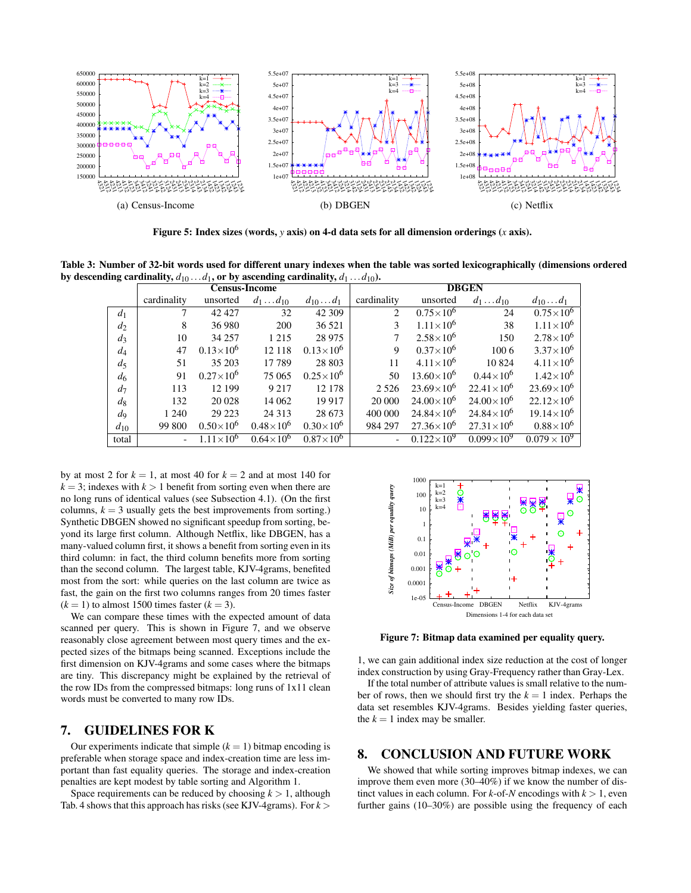Figure 5: Index sizes (words, $y$ axis) on 4-d data sets for all dimension orderings ($x$ axis).

Table 3: Number of 32-bit words used for different unary indexes when the table was sorted lexicographically (dimensions ordered by descending cardinality, $d_{10} \ldots d_1$, or by ascending cardinality, $d_1 \ldots d_{10}$).

| | Census-Income | | | | DBGEN | | | |
|---|---|---|---|---|---|---|---|---|
| | cardinality | unsorted | $d_1 \ldots d_{10}$ | $d_{10} \ldots d_1$ | cardinality | unsorted | $d_1 \ldots d_{10}$ | $d_{10} \ldots d_1$ |
| $d_1$ | 7 | 42 427 | 32 | 42 309 | 2 | $0.75\times10^6$ | 24 | $0.75\times10^6$ |
| $d_2$ | 8 | 36 980 | 200 | 36 521 | 3 | $1.11\times10^6$ | 38 | $1.11\times10^6$ |
| $d_3$ | 10 | 34 257 | 1 215 | 28 975 | 7 | $2.58\times10^6$ | 150 | $2.78\times10^6$ |
| $d_4$ | 47 | $0.13\times10^6$ | 12 118 | $0.13\times10^6$ | 9 | $0.37\times10^6$ | 100 6 | $3.37\times10^6$ |
| $d_5$ | 51 | 35 203 | 17 789 | 28 803 | 11 | $4.11\times10^6$ | 10 824 | $4.11\times10^6$ |
| $d_6$ | 91 | $0.27\times10^6$ | 75 065 | $0.25\times10^6$ | 50 | $13.60\times10^6$ | $0.44\times10^6$ | $1.42\times10^6$ |
| $d_7$ | 113 | 12 199 | 9 217 | 12 178 | 2 526 | $23.69\times10^6$ | $22.41\times10^6$ | $23.69\times10^6$ |
| $d_8$ | 132 | 20 028 | 14 062 | 19 917 | 20 000 | $24.00\times10^6$ | $24.00\times10^6$ | $22.12\times10^6$ |
| $d_9$ | 1 240 | 29 223 | 24 313 | 28 673 | 400 000 | $24.84\times10^6$ | $24.84\times10^6$ | $19.14\times10^6$ |
| $d_{10}$ | 99 800 | $0.50\times10^6$ | $0.48\times10^6$ | $0.30\times10^6$ | 984 297 | $27.36\times10^6$ | $27.31\times10^6$ | $0.88\times10^6$ |
| total | - | $1.11\times10^6$ | $0.64\times10^6$ | $0.87\times10^6$ | - | $0.122\times10^9$ | $0.099\times10^9$ | $0.079\times10^9$ |

by at most 2 for $k = 1$, at most 40 for $k = 2$ and at most 140 for $k = 3$; indexes with $k > 1$ benefit from sorting even when there are no long runs of identical values (see Subsection 4.1). (On the first columns, $k = 3$ usually gets the best improvements from sorting.) Synthetic DBGEN showed no significant speedup from sorting, beyond its large first column. Although Netflix, like DBGEN, has a many-valued column first, it shows a benefit from sorting even in its third column: in fact, the third column benefits more from sorting than the second column. The largest table, KJV-4grams, benefited most from the sort: while queries on the last column are twice as fast, the gain on the first two columns ranges from 20 times faster ($k = 1$) to almost 1500 times faster ($k = 3$).

We can compare these times with the expected amount of data scanned per query. This is shown in Figure 7, and we observe reasonably close agreement between most query times and the expected sizes of the bitmaps being scanned. Exceptions include the first dimension on KJV-4grams and some cases where the bitmaps are tiny. This discrepancy might be explained by the retrieval of the row IDs from the compressed bitmaps: long runs of 1x11 clean words must be converted to many row IDs.

## 7. GUIDELINES FOR K

Our experiments indicate that simple ($k = 1$) bitmap encoding is preferable when storage space and index-creation time are less important than fast equality queries. The storage and index-creation penalties are kept modest by table sorting and Algorithm 1.

Space requirements can be reduced by choosing $k > 1$, although Tab. 4 shows that this approach has risks (see KJV-4grams). For $k >$ 1, we can gain additional index size reduction at the cost of longer index construction by using Gray-Frequency rather than Gray-Lex.

Figure 7: Bitmap data examined per equality query.

If the total number of attribute values is small relative to the number of rows, then we should first try the $k = 1$ index. Perhaps the data set resembles KJV-4grams. Besides yielding faster queries, the $k = 1$ index may be smaller.

## 8. CONCLUSION AND FUTURE WORK

We showed that while sorting improves bitmap indexes, we can improve them even more (30–40%) if we know the number of distinct values in each column. For $k$-of-$N$ encodings with $k > 1$, even further gains (10–30%) are possible using the frequency of each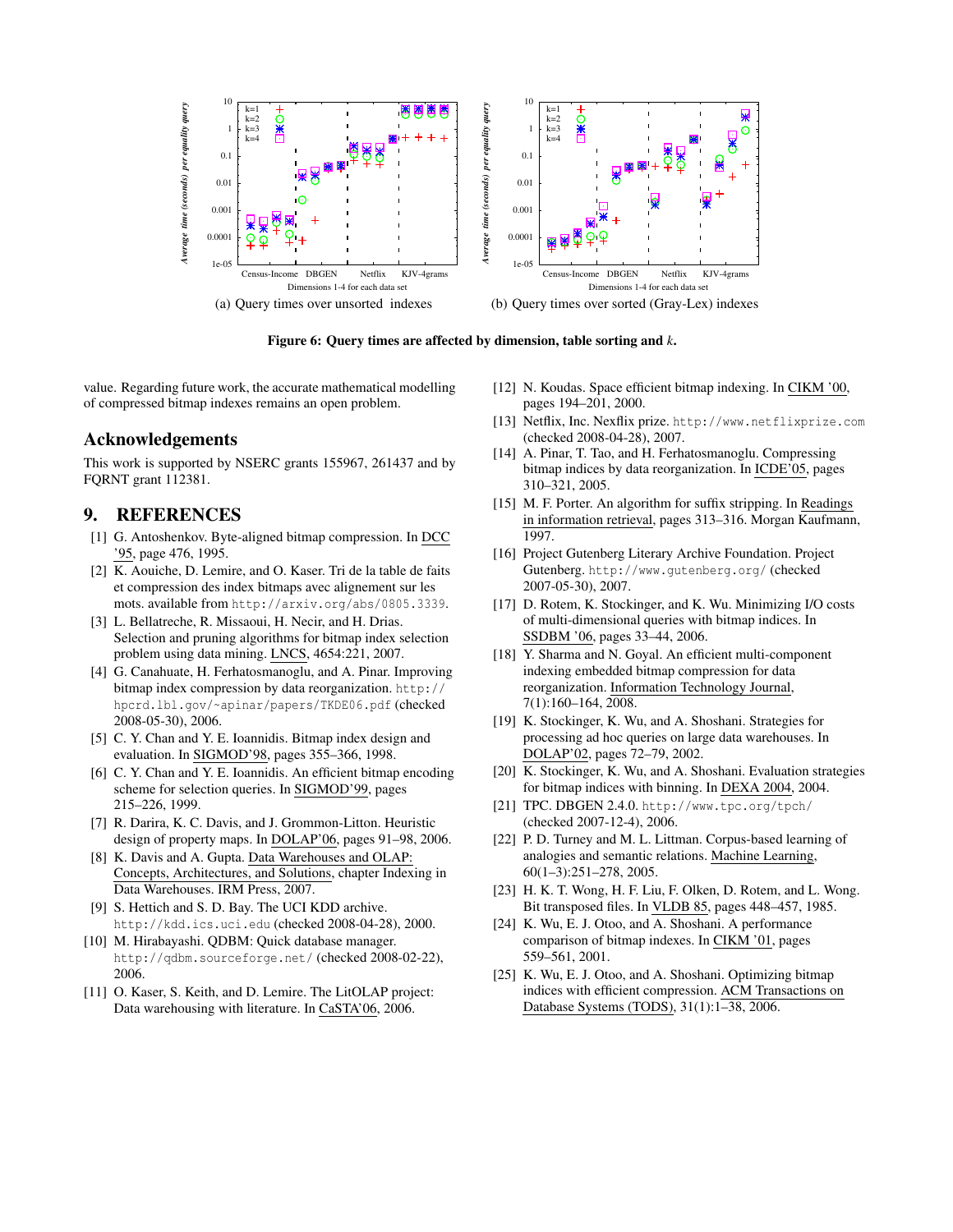10

k=1
k=2
k=3
k=4

1

0.1

0.01

0.001

0.0001

1e-05

Average time (seconds) per equality query

Census-Income DBGEN Netflix KJV-4grams

Dimensions 1-4 for each data set

(a) Query times over unsorted indexes

10

k=1
k=2
k=3
k=4

1

0.1

0.01

0.001

0.0001

1e-05

Average time (seconds) per equality query

Census-Income DBGEN Netflix KJV-4grams

Dimensions 1-4 for each data set

(b) Query times over sorted (Gray-Lex) indexes

**Figure 6: Query times are affected by dimension, table sorting and $k$.**

value. Regarding future work, the accurate mathematical modelling of compressed bitmap indexes remains an open problem.

## Acknowledgements

This work is supported by NSERC grants 155967, 261437 and by FQRNT grant 112381.

## 9. REFERENCES

[1] G. Antoshenkov. Byte-aligned bitmap compression. In DCC '95, page 476, 1995.

[2] K. Aouiche, D. Lemire, and O. Kaser. Tri de la table de faits et compression des index bitmaps avec alignement sur les mots. available from http://arxiv.org/abs/0805.3339.

[3] L. Bellatreche, R. Missaoui, H. Necir, and H. Drias. Selection and pruning algorithms for bitmap index selection problem using data mining. LNCS, 4654:221, 2007.

[4] G. Canahuate, H. Ferhatosmanoglu, and A. Pinar. Improving bitmap index compression by data reorganization. http://hpcrd.lbl.gov/~apinar/papers/TKDE06.pdf (checked 2008-05-30), 2006.

[5] C. Y. Chan and Y. E. Ioannidis. Bitmap index design and evaluation. In SIGMOD'98, pages 355–366, 1998.

[6] C. Y. Chan and Y. E. Ioannidis. An efficient bitmap encoding scheme for selection queries. In SIGMOD'99, pages 215–226, 1999.

[7] R. Darira, K. C. Davis, and J. Grommon-Litton. Heuristic design of property maps. In DOLAP'06, pages 91–98, 2006.

[8] K. Davis and A. Gupta. Data Warehouses and OLAP: Concepts, Architectures, and Solutions, chapter Indexing in Data Warehouses. IRM Press, 2007.

[9] S. Hettich and S. D. Bay. The UCI KDD archive. http://kdd.ics.uci.edu (checked 2008-04-28), 2000.

[10] M. Hirabayashi. QDBM: Quick database manager. http://qdbm.sourceforge.net/ (checked 2008-02-22), 2006.

[11] O. Kaser, S. Keith, and D. Lemire. The LitOLAP project: Data warehousing with literature. In CaSTA'06, 2006.

[12] N. Koudas. Space efficient bitmap indexing. In CIKM '00, pages 194–201, 2000.

[13] Netflix, Inc. Nexflix prize. http://www.netflixprize.com (checked 2008-04-28), 2007.

[14] A. Pinar, T. Tao, and H. Ferhatosmanoglu. Compressing bitmap indices by data reorganization. In ICDE'05, pages 310–321, 2005.

[15] M. F. Porter. An algorithm for suffix stripping. In Readings in information retrieval, pages 313–316. Morgan Kaufmann, 1997.

[16] Project Gutenberg Literary Archive Foundation. Project Gutenberg. http://www.gutenberg.org/ (checked 2007-05-30), 2007.

[17] D. Rotem, K. Stockinger, and K. Wu. Minimizing I/O costs of multi-dimensional queries with bitmap indices. In SSDBM '06, pages 33–44, 2006.

[18] Y. Sharma and N. Goyal. An efficient multi-component indexing embedded bitmap compression for data reorganization. Information Technology Journal, 7(1):160–164, 2008.

[19] K. Stockinger, K. Wu, and A. Shoshani. Strategies for processing ad hoc queries on large data warehouses. In DOLAP'02, pages 72–79, 2002.

[20] K. Stockinger, K. Wu, and A. Shoshani. Evaluation strategies for bitmap indices with binning. In DEXA 2004, 2004.

[21] TPC. DBGEN 2.4.0. http://www.tpc.org/tpch/ (checked 2007-12-4), 2006.

[22] P. D. Turney and M. L. Littman. Corpus-based learning of analogies and semantic relations. Machine Learning, 60(1–3):251–278, 2005.

[23] H. K. T. Wong, H. F. Liu, F. Olken, D. Rotem, and L. Wong. Bit transposed files. In VLDB 85, pages 448–457, 1985.

[24] K. Wu, E. J. Otoo, and A. Shoshani. A performance comparison of bitmap indexes. In CIKM '01, pages 559–561, 2001.

[25] K. Wu, E. J. Otoo, and A. Shoshani. Optimizing bitmap indices with efficient compression. ACM Transactions on Database Systems (TODS), 31(1):1–38, 2006.